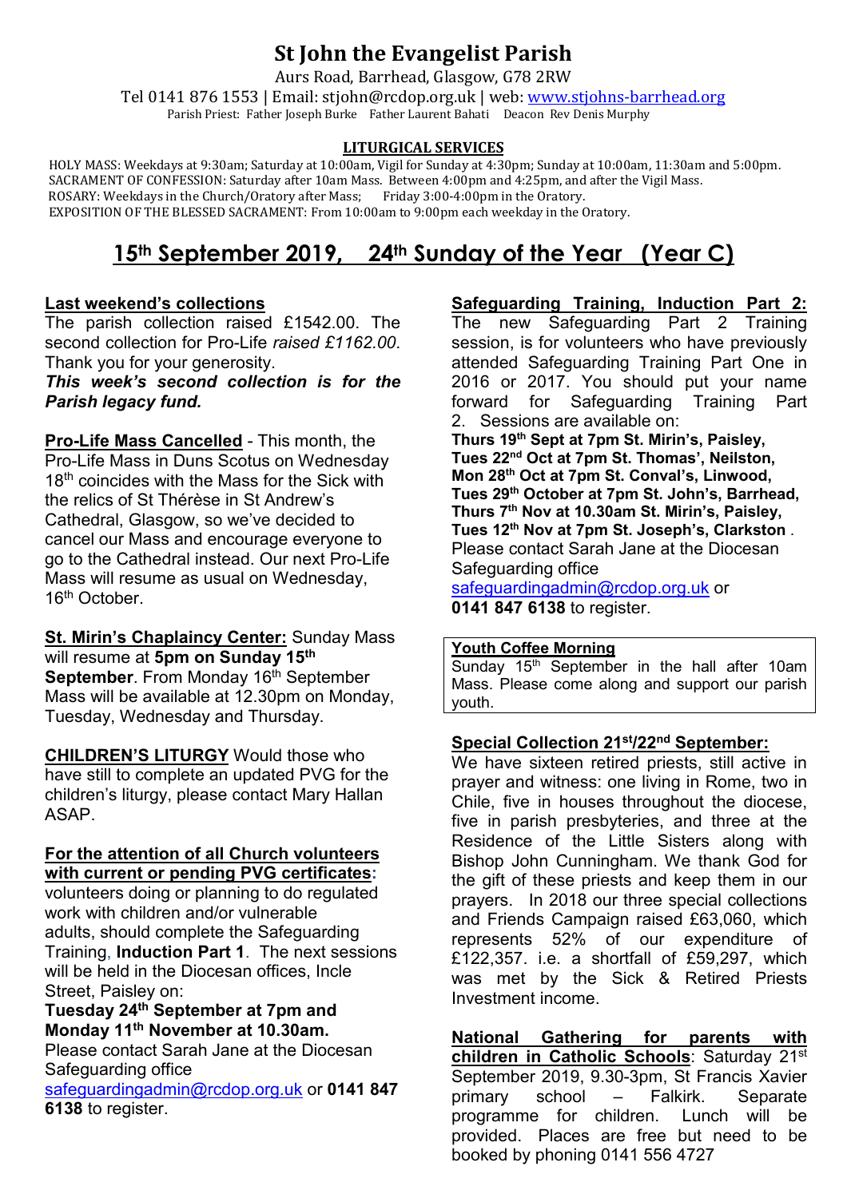# St John the Evangelist Parish

Aurs Road, Barrhead, Glasgow, G78 2RW

Tel 0141 876 1553 | Email: stjohn@rcdop.org.uk | web: www.stjohns-barrhead.org

Parish Priest: Father Joseph Burke Father Laurent Bahati Deacon Rev Denis Murphy

## LITURGICAL SERVICES

HOLY MASS: Weekdays at 9:30am; Saturday at 10:00am, Vigil for Sunday at 4:30pm; Sunday at 10:00am, 11:30am and 5:00pm.
SACRAMENT OF CONFESSION: Saturday after 10am Mass. Between 4:00pm and 4:25pm, and after the Vigil Mass.
ROSARY: Weekdays in the Church/Oratory after Mass; Friday 3:00-4:00pm in the Oratory.
EXPOSITION OF THE BLESSED SACRAMENT: From 10:00am to 9:00pm each weekday in the Oratory.

## 15th September 2019, 24th Sunday of the Year (Year C)

**Last weekend's collections**

The parish collection raised £1542.00. The second collection for Pro-Life *raised £1162.00*. Thank you for your generosity.

***This week's second collection is for the Parish legacy fund.***

**Pro-Life Mass Cancelled** - This month, the Pro-Life Mass in Duns Scotus on Wednesday 18th coincides with the Mass for the Sick with the relics of St Thérèse in St Andrew's Cathedral, Glasgow, so we've decided to cancel our Mass and encourage everyone to go to the Cathedral instead. Our next Pro-Life Mass will resume as usual on Wednesday, 16th October.

**St. Mirin's Chaplaincy Center:** Sunday Mass will resume at **5pm on Sunday 15th September**. From Monday 16th September Mass will be available at 12.30pm on Monday, Tuesday, Wednesday and Thursday.

**CHILDREN'S LITURGY** Would those who have still to complete an updated PVG for the children's liturgy, please contact Mary Hallan ASAP.

**For the attention of all Church volunteers with current or pending PVG certificates:**
volunteers doing or planning to do regulated work with children and/or vulnerable adults, should complete the Safeguarding Training, **Induction Part 1**. The next sessions will be held in the Diocesan offices, Incle Street, Paisley on:

**Tuesday 24th September at 7pm and Monday 11th November at 10.30am.**

Please contact Sarah Jane at the Diocesan Safeguarding office safeguardingadmin@rcdop.org.uk or **0141 847 6138** to register.

**Safeguarding Training, Induction Part 2:**
The new Safeguarding Part 2 Training session, is for volunteers who have previously attended Safeguarding Training Part One in 2016 or 2017. You should put your name forward for Safeguarding Training Part 2. Sessions are available on:

**Thurs 19th Sept at 7pm St. Mirin's, Paisley,**
**Tues 22nd Oct at 7pm St. Thomas', Neilston,**
**Mon 28th Oct at 7pm St. Conval's, Linwood,**
**Tues 29th October at 7pm St. John's, Barrhead,**
**Thurs 7th Nov at 10.30am St. Mirin's, Paisley,**
**Tues 12th Nov at 7pm St. Joseph's, Clarkston** .

Please contact Sarah Jane at the Diocesan Safeguarding office safeguardingadmin@rcdop.org.uk or **0141 847 6138** to register.

**Youth Coffee Morning**

Sunday 15th September in the hall after 10am Mass. Please come along and support our parish youth.

**Special Collection 21st/22nd September:**
We have sixteen retired priests, still active in prayer and witness: one living in Rome, two in Chile, five in houses throughout the diocese, five in parish presbyteries, and three at the Residence of the Little Sisters along with Bishop John Cunningham. We thank God for the gift of these priests and keep them in our prayers. In 2018 our three special collections and Friends Campaign raised £63,060, which represents 52% of our expenditure of £122,357. i.e. a shortfall of £59,297, which was met by the Sick & Retired Priests Investment income.

**National Gathering for parents with children in Catholic Schools**: Saturday 21st September 2019, 9.30-3pm, St Francis Xavier primary school – Falkirk. Separate programme for children. Lunch will be provided. Places are free but need to be booked by phoning 0141 556 4727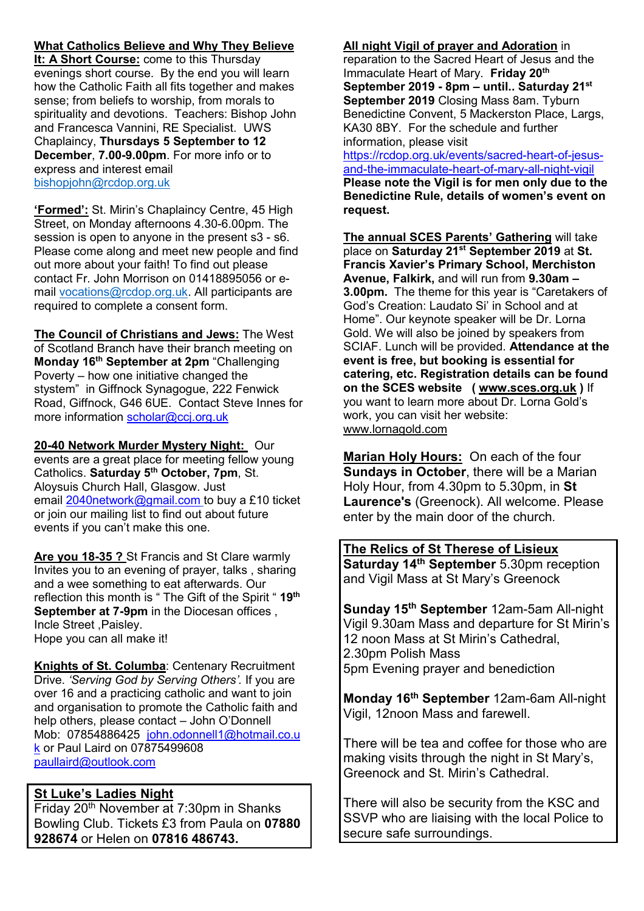**What Catholics Believe and Why They Believe It: A Short Course:** come to this Thursday evenings short course. By the end you will learn how the Catholic Faith all fits together and makes sense; from beliefs to worship, from morals to spirituality and devotions. Teachers: Bishop John and Francesca Vannini, RE Specialist. UWS Chaplaincy, **Thursdays 5 September to 12 December**, **7.00-9.00pm**. For more info or to express and interest email bishopjohn@rcdop.org.uk

**'Formed':** St. Mirin's Chaplaincy Centre, 45 High Street, on Monday afternoons 4.30-6.00pm. The session is open to anyone in the present s3 - s6. Please come along and meet new people and find out more about your faith! To find out please contact Fr. John Morrison on 01418895056 or e-mail vocations@rcdop.org.uk. All participants are required to complete a consent form.

**The Council of Christians and Jews:** The West of Scotland Branch have their branch meeting on **Monday 16th September at 2pm** "Challenging Poverty – how one initiative changed the stystem" in Giffnock Synagogue, 222 Fenwick Road, Giffnock, G46 6UE. Contact Steve Innes for more information scholar@ccj.org.uk

**20-40 Network Murder Mystery Night:** Our events are a great place for meeting fellow young Catholics. **Saturday 5th October, 7pm**, St. Aloysuis Church Hall, Glasgow. Just email 2040network@gmail.com to buy a £10 ticket or join our mailing list to find out about future events if you can't make this one.

**Are you 18-35 ?** St Francis and St Clare warmly Invites you to an evening of prayer, talks , sharing and a wee something to eat afterwards. Our reflection this month is " The Gift of the Spirit " **19th September at 7-9pm** in the Diocesan offices , Incle Street ,Paisley.
Hope you can all make it!

**Knights of St. Columba**: Centenary Recruitment Drive. *'Serving God by Serving Others'*. If you are over 16 and a practicing catholic and want to join and organisation to promote the Catholic faith and help others, please contact – John O'Donnell Mob: 07854886425 john.odonnell1@hotmail.co.uk or Paul Laird on 07875499608 paullaird@outlook.com

**St Luke's Ladies Night**
Friday 20th November at 7:30pm in Shanks Bowling Club. Tickets £3 from Paula on **07880 928674** or Helen on **07816 486743.**

**All night Vigil of prayer and Adoration** in reparation to the Sacred Heart of Jesus and the Immaculate Heart of Mary. **Friday 20th September 2019 - 8pm – until.. Saturday 21st September 2019** Closing Mass 8am. Tyburn Benedictine Convent, 5 Mackerston Place, Largs, KA30 8BY. For the schedule and further information, please visit https://rcdop.org.uk/events/sacred-heart-of-jesus-and-the-immaculate-heart-of-mary-all-night-vigil
**Please note the Vigil is for men only due to the Benedictine Rule, details of women's event on request.**

**The annual SCES Parents' Gathering** will take place on **Saturday 21st September 2019** at **St. Francis Xavier's Primary School, Merchiston Avenue, Falkirk,** and will run from **9.30am – 3.00pm.** The theme for this year is "Caretakers of God's Creation: Laudato Si' in School and at Home". Our keynote speaker will be Dr. Lorna Gold. We will also be joined by speakers from SCIAF. Lunch will be provided. **Attendance at the event is free, but booking is essential for catering, etc. Registration details can be found on the SCES website ( www.sces.org.uk )** If you want to learn more about Dr. Lorna Gold's work, you can visit her website: www.lornagold.com

**Marian Holy Hours:** On each of the four **Sundays in October**, there will be a Marian Holy Hour, from 4.30pm to 5.30pm, in **St Laurence's** (Greenock). All welcome. Please enter by the main door of the church.

**The Relics of St Therese of Lisieux**
**Saturday 14th September** 5.30pm reception and Vigil Mass at St Mary's Greenock

**Sunday 15th September** 12am-5am All-night Vigil 9.30am Mass and departure for St Mirin's 12 noon Mass at St Mirin's Cathedral,
2.30pm Polish Mass
5pm Evening prayer and benediction

**Monday 16th September** 12am-6am All-night Vigil, 12noon Mass and farewell.

There will be tea and coffee for those who are making visits through the night in St Mary's, Greenock and St. Mirin's Cathedral.

There will also be security from the KSC and SSVP who are liaising with the local Police to secure safe surroundings.